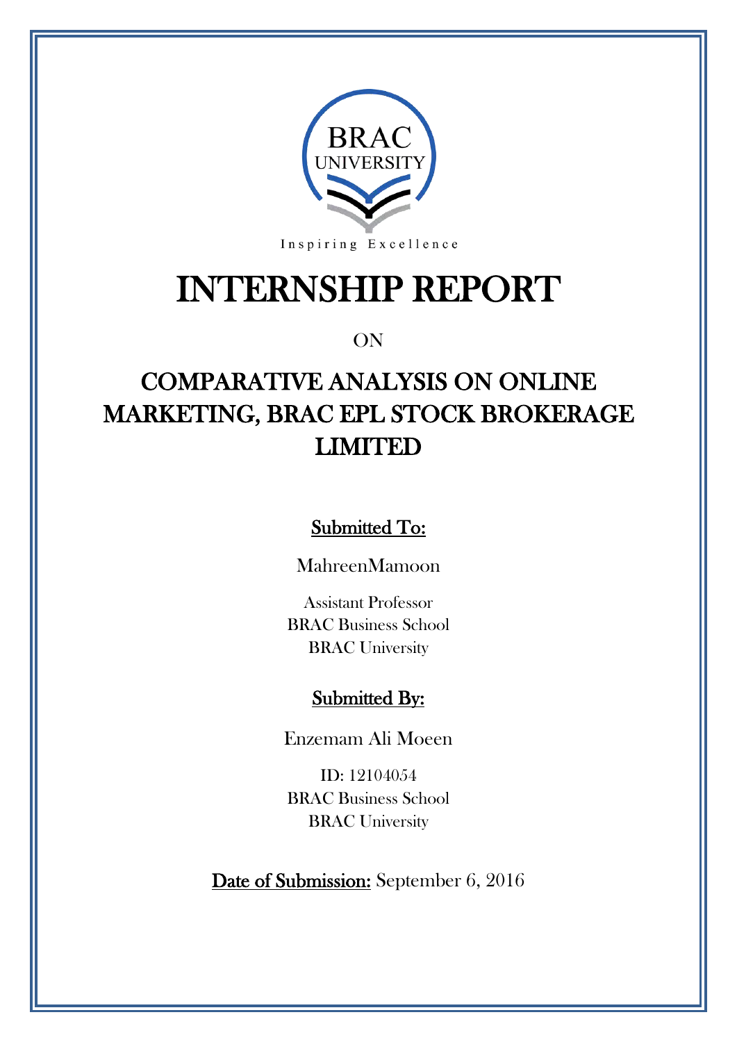BRAC UNIVERSITY

Inspiring Excellence

# INTERNSHIP REPORT

ON

## COMPARATIVE ANALYSIS ON ONLINE MARKETING, BRAC EPL STOCK BROKERAGE LIMITED

**Submitted To:**

MahreenMamoon

Assistant Professor
BRAC Business School
BRAC University

**Submitted By:**

Enzemam Ali Moeen

ID: 12104054
BRAC Business School
BRAC University

**Date of Submission:** September 6, 2016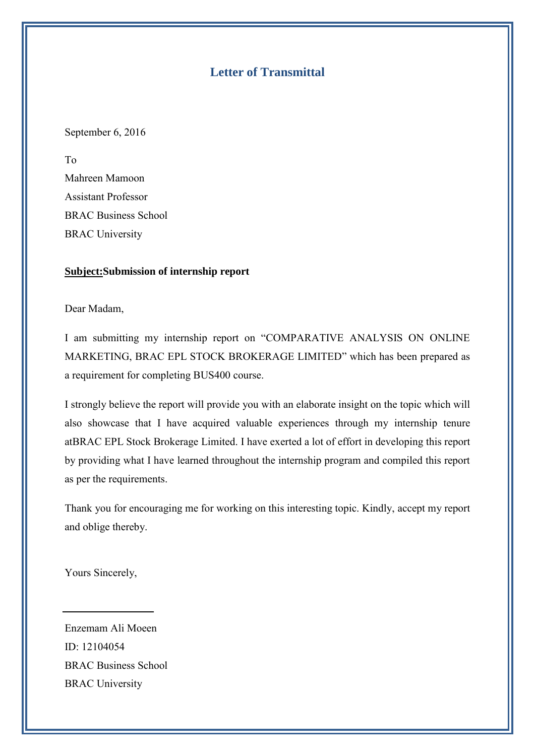# Letter of Transmittal

September 6, 2016

To
Mahreen Mamoon
Assistant Professor
BRAC Business School
BRAC University

**<u>Subject:</u>Submission of internship report**

Dear Madam,

I am submitting my internship report on "COMPARATIVE ANALYSIS ON ONLINE MARKETING, BRAC EPL STOCK BROKERAGE LIMITED" which has been prepared as a requirement for completing BUS400 course.

I strongly believe the report will provide you with an elaborate insight on the topic which will also showcase that I have acquired valuable experiences through my internship tenure atBRAC EPL Stock Brokerage Limited. I have exerted a lot of effort in developing this report by providing what I have learned throughout the internship program and compiled this report as per the requirements.

Thank you for encouraging me for working on this interesting topic. Kindly, accept my report and oblige thereby.

Yours Sincerely,

\_\_\_\_\_\_\_\_\_\_\_\_\_\_\_\_\_\_

Enzemam Ali Moeen
ID: 12104054
BRAC Business School
BRAC University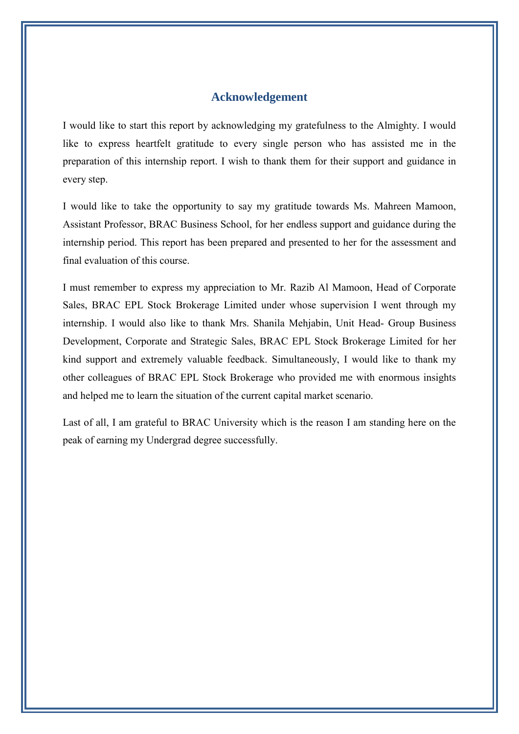# Acknowledgement

I would like to start this report by acknowledging my gratefulness to the Almighty. I would like to express heartfelt gratitude to every single person who has assisted me in the preparation of this internship report. I wish to thank them for their support and guidance in every step.

I would like to take the opportunity to say my gratitude towards Ms. Mahreen Mamoon, Assistant Professor, BRAC Business School, for her endless support and guidance during the internship period. This report has been prepared and presented to her for the assessment and final evaluation of this course.

I must remember to express my appreciation to Mr. Razib Al Mamoon, Head of Corporate Sales, BRAC EPL Stock Brokerage Limited under whose supervision I went through my internship. I would also like to thank Mrs. Shanila Mehjabin, Unit Head- Group Business Development, Corporate and Strategic Sales, BRAC EPL Stock Brokerage Limited for her kind support and extremely valuable feedback. Simultaneously, I would like to thank my other colleagues of BRAC EPL Stock Brokerage who provided me with enormous insights and helped me to learn the situation of the current capital market scenario.

Last of all, I am grateful to BRAC University which is the reason I am standing here on the peak of earning my Undergrad degree successfully.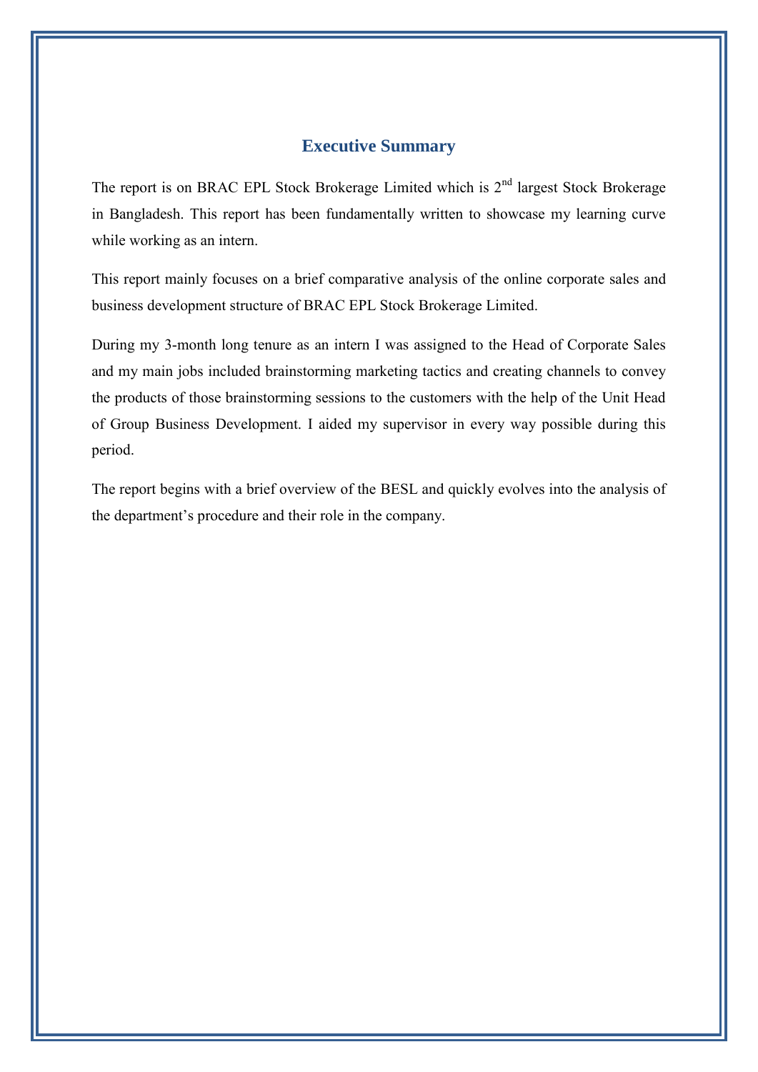# Executive Summary

The report is on BRAC EPL Stock Brokerage Limited which is 2nd largest Stock Brokerage in Bangladesh. This report has been fundamentally written to showcase my learning curve while working as an intern.

This report mainly focuses on a brief comparative analysis of the online corporate sales and business development structure of BRAC EPL Stock Brokerage Limited.

During my 3-month long tenure as an intern I was assigned to the Head of Corporate Sales and my main jobs included brainstorming marketing tactics and creating channels to convey the products of those brainstorming sessions to the customers with the help of the Unit Head of Group Business Development. I aided my supervisor in every way possible during this period.

The report begins with a brief overview of the BESL and quickly evolves into the analysis of the department's procedure and their role in the company.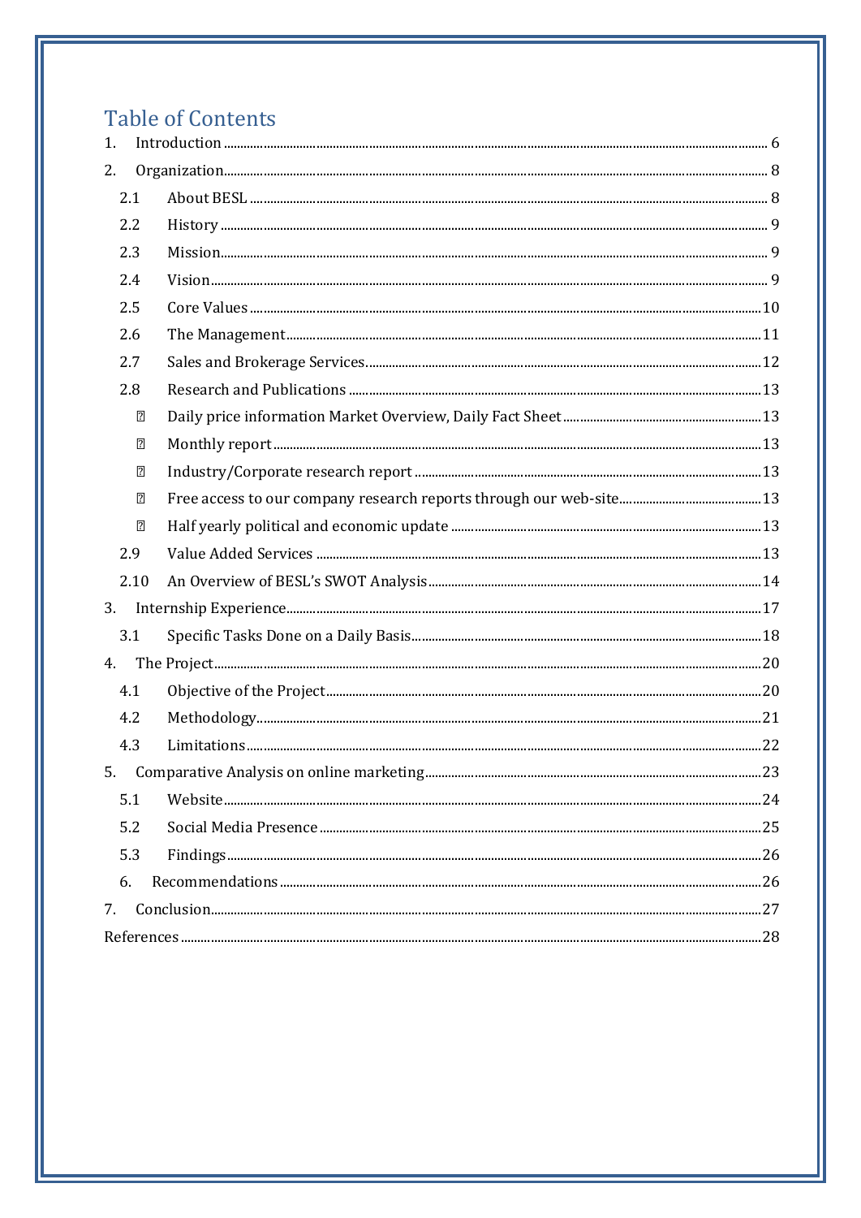# Table of Contents

1. Introduction ..... 6
2. Organization ..... 8
   - 2.1 About BESL ..... 8
   - 2.2 History ..... 9
   - 2.3 Mission ..... 9
   - 2.4 Vision ..... 9
   - 2.5 Core Values ..... 10
   - 2.6 The Management ..... 11
   - 2.7 Sales and Brokerage Services ..... 12
   - 2.8 Research and Publications ..... 13
     - Daily price information Market Overview, Daily Fact Sheet ..... 13
     - Monthly report ..... 13
     - Industry/Corporate research report ..... 13
     - Free access to our company research reports through our web-site ..... 13
     - Half yearly political and economic update ..... 13
   - 2.9 Value Added Services ..... 13
   - 2.10 An Overview of BESL's SWOT Analysis ..... 14
3. Internship Experience ..... 17
   - 3.1 Specific Tasks Done on a Daily Basis ..... 18
4. The Project ..... 20
   - 4.1 Objective of the Project ..... 20
   - 4.2 Methodology ..... 21
   - 4.3 Limitations ..... 22
5. Comparative Analysis on online marketing ..... 23
   - 5.1 Website ..... 24
   - 5.2 Social Media Presence ..... 25
   - 5.3 Findings ..... 26
   - 6. Recommendations ..... 26
7. Conclusion ..... 27

References ..... 28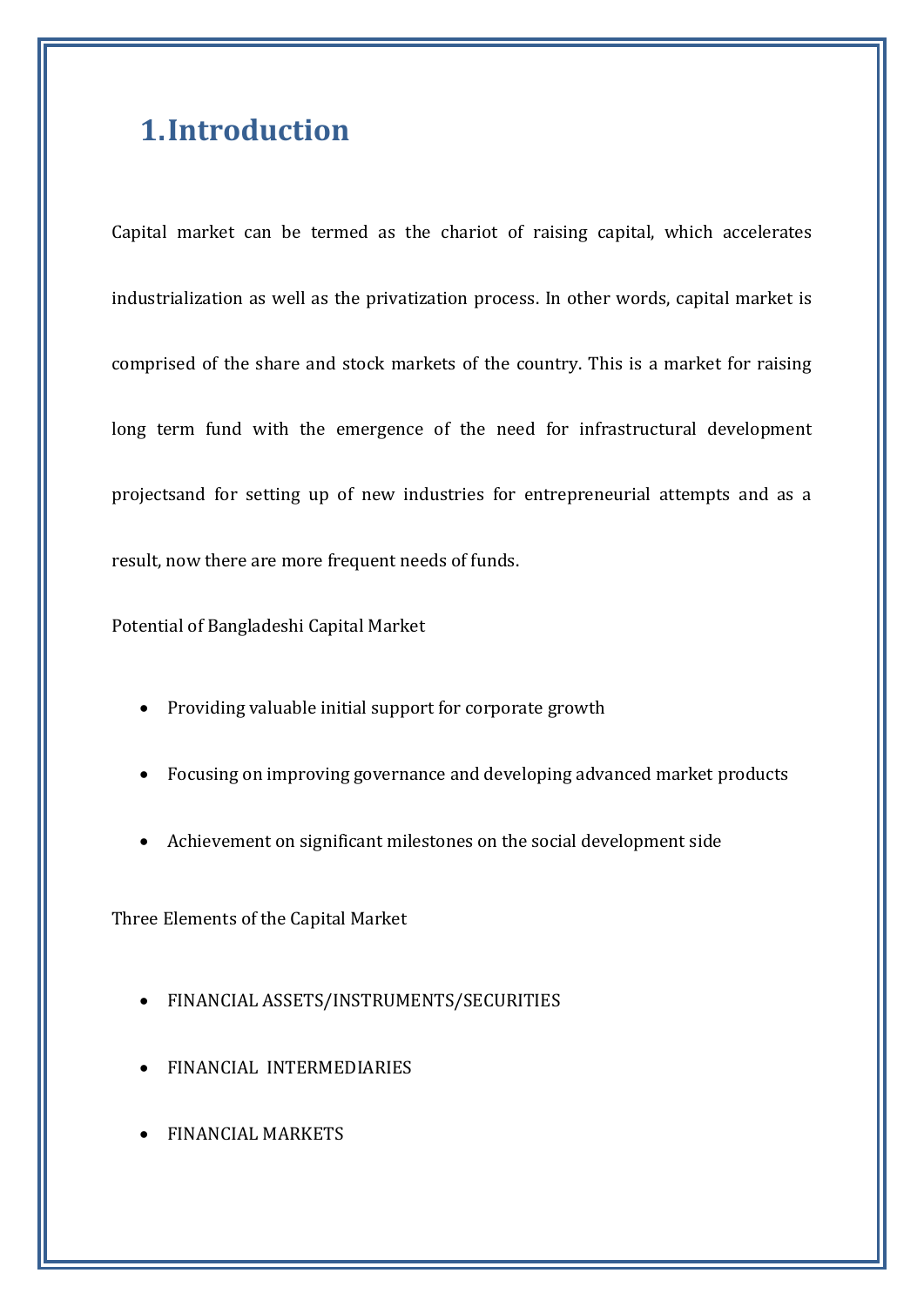# 1. Introduction

Capital market can be termed as the chariot of raising capital, which accelerates industrialization as well as the privatization process. In other words, capital market is comprised of the share and stock markets of the country. This is a market for raising long term fund with the emergence of the need for infrastructural development projectsand for setting up of new industries for entrepreneurial attempts and as a result, now there are more frequent needs of funds.

Potential of Bangladeshi Capital Market

- Providing valuable initial support for corporate growth
- Focusing on improving governance and developing advanced market products
- Achievement on significant milestones on the social development side

Three Elements of the Capital Market

- FINANCIAL ASSETS/INSTRUMENTS/SECURITIES
- FINANCIAL INTERMEDIARIES
- FINANCIAL MARKETS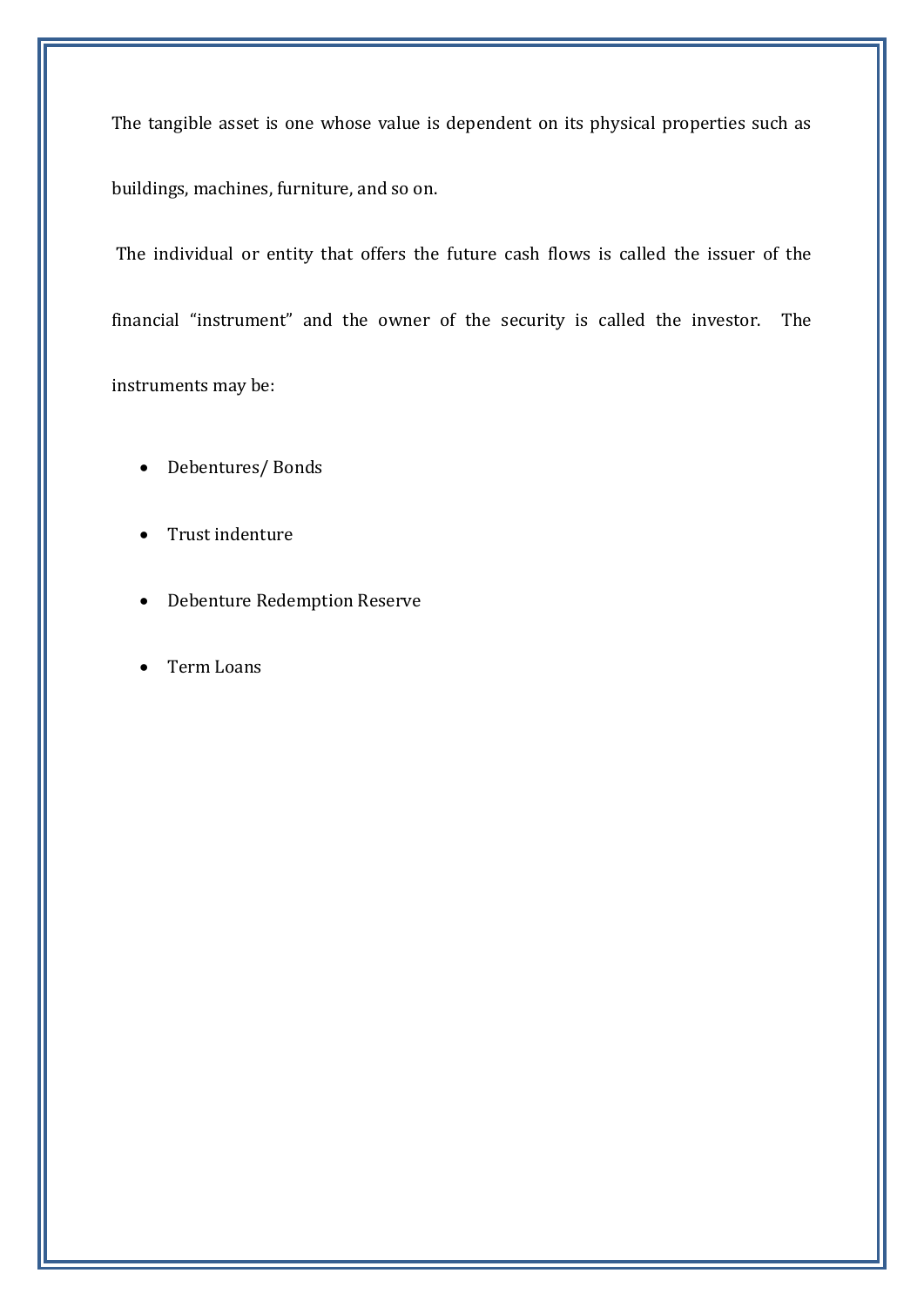The tangible asset is one whose value is dependent on its physical properties such as buildings, machines, furniture, and so on.

The individual or entity that offers the future cash flows is called the issuer of the financial "instrument" and the owner of the security is called the investor. The instruments may be:

- Debentures/ Bonds
- Trust indenture
- Debenture Redemption Reserve
- Term Loans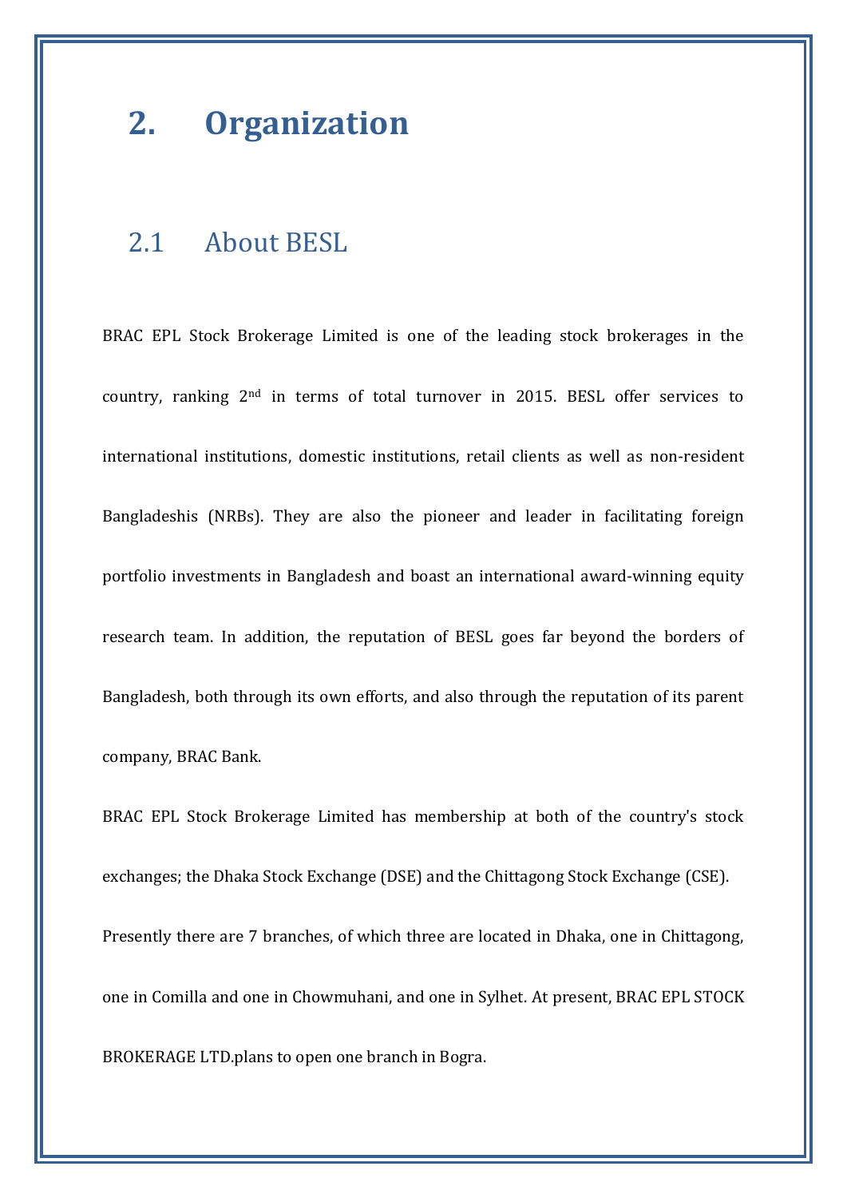# 2. Organization

## 2.1 About BESL

BRAC EPL Stock Brokerage Limited is one of the leading stock brokerages in the country, ranking 2nd in terms of total turnover in 2015. BESL offer services to international institutions, domestic institutions, retail clients as well as non-resident Bangladeshis (NRBs). They are also the pioneer and leader in facilitating foreign portfolio investments in Bangladesh and boast an international award-winning equity research team. In addition, the reputation of BESL goes far beyond the borders of Bangladesh, both through its own efforts, and also through the reputation of its parent company, BRAC Bank.

BRAC EPL Stock Brokerage Limited has membership at both of the country's stock exchanges; the Dhaka Stock Exchange (DSE) and the Chittagong Stock Exchange (CSE).

Presently there are 7 branches, of which three are located in Dhaka, one in Chittagong, one in Comilla and one in Chowmuhani, and one in Sylhet. At present, BRAC EPL STOCK BROKERAGE LTD.plans to open one branch in Bogra.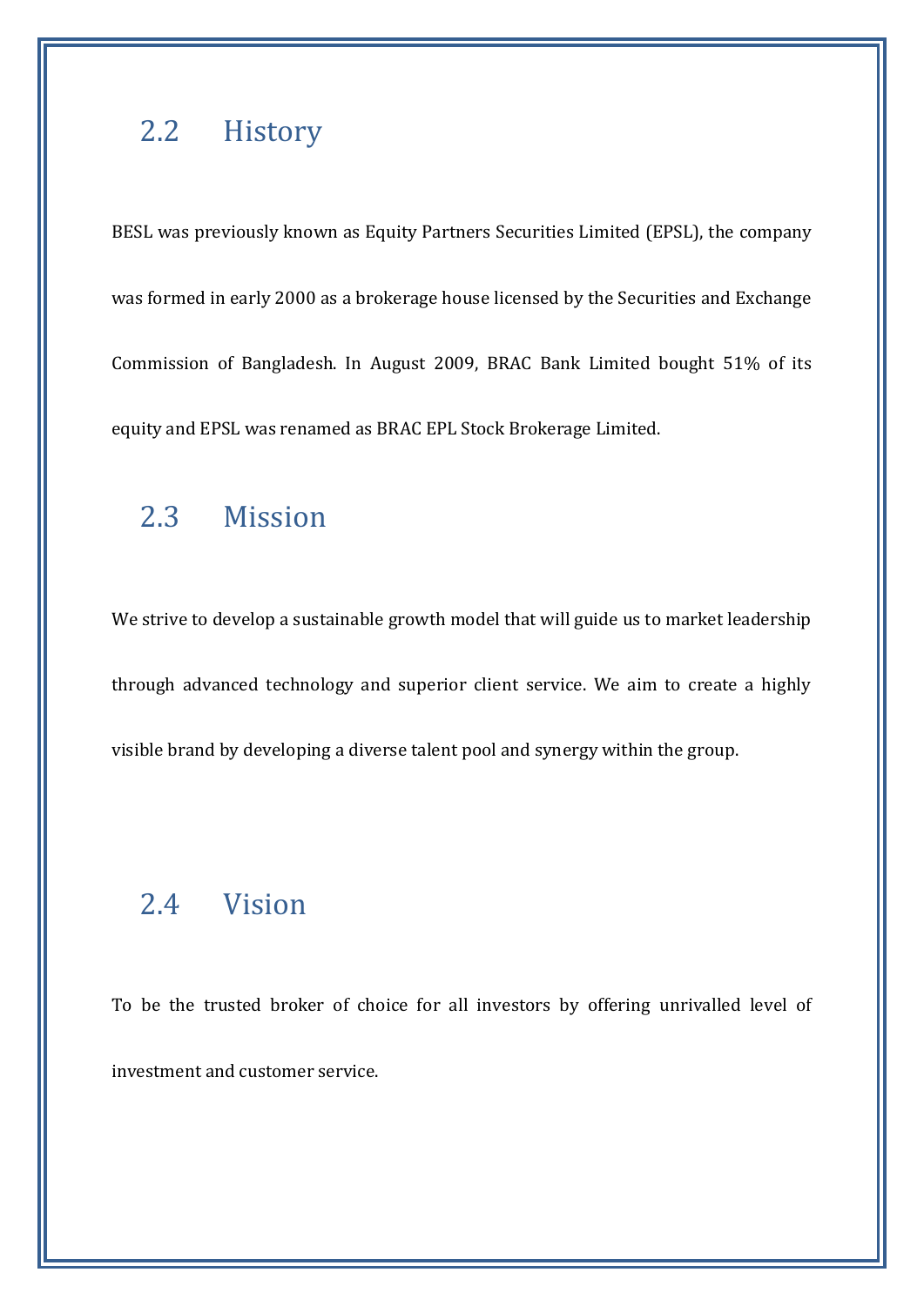## 2.2 History

BESL was previously known as Equity Partners Securities Limited (EPSL), the company was formed in early 2000 as a brokerage house licensed by the Securities and Exchange Commission of Bangladesh. In August 2009, BRAC Bank Limited bought 51% of its equity and EPSL was renamed as BRAC EPL Stock Brokerage Limited.

## 2.3 Mission

We strive to develop a sustainable growth model that will guide us to market leadership through advanced technology and superior client service. We aim to create a highly visible brand by developing a diverse talent pool and synergy within the group.

## 2.4 Vision

To be the trusted broker of choice for all investors by offering unrivalled level of investment and customer service.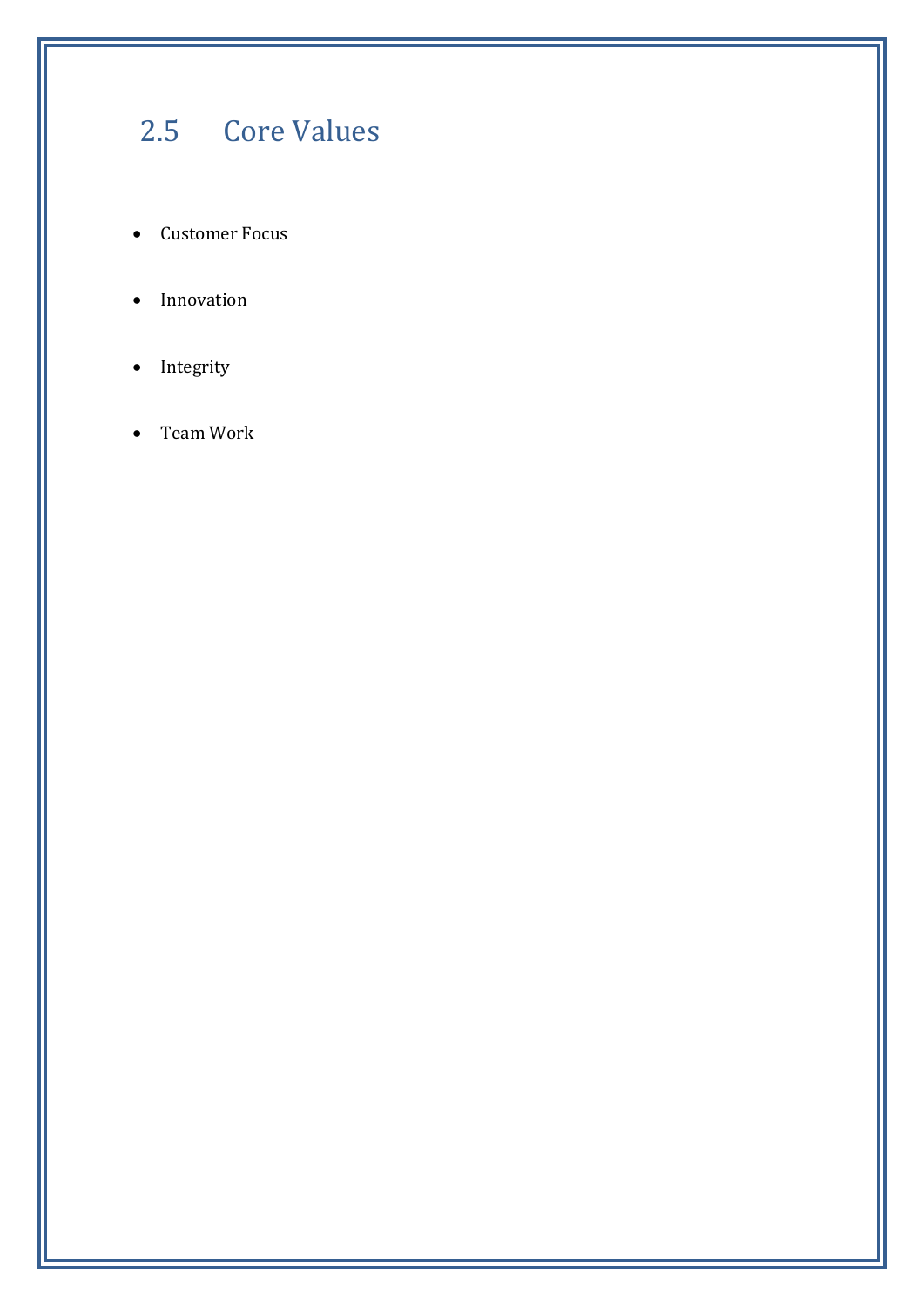## 2.5 Core Values

- Customer Focus
- Innovation
- Integrity
- Team Work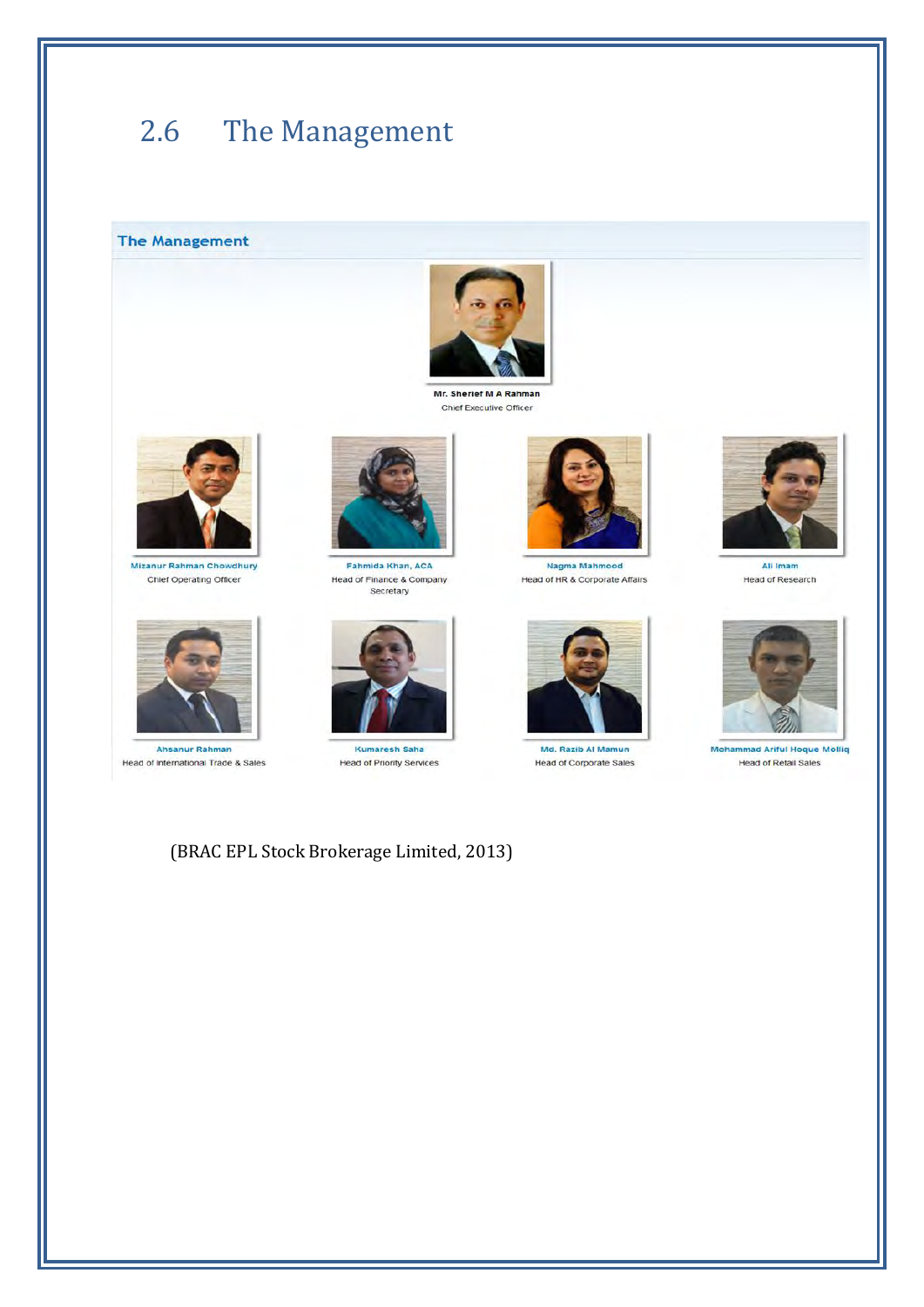## 2.6 The Management

### The Management

**Mr. Sherief M A Rahman**
Chief Executive Officer

**Mizanur Rahman Chowdhury**
Chief Operating Officer

**Fahmida Khan, ACA**
Head of Finance & Company Secretary

**Nagma Mahmood**
Head of HR & Corporate Affairs

**Ali Imam**
Head of Research

**Ahsanur Rahman**
Head of International Trade & Sales

**Kumaresh Saha**
Head of Priority Services

**Md. Razib Al Mamun**
Head of Corporate Sales

**Mohammad Ariful Hoque Molliq**
Head of Retail Sales

(BRAC EPL Stock Brokerage Limited, 2013)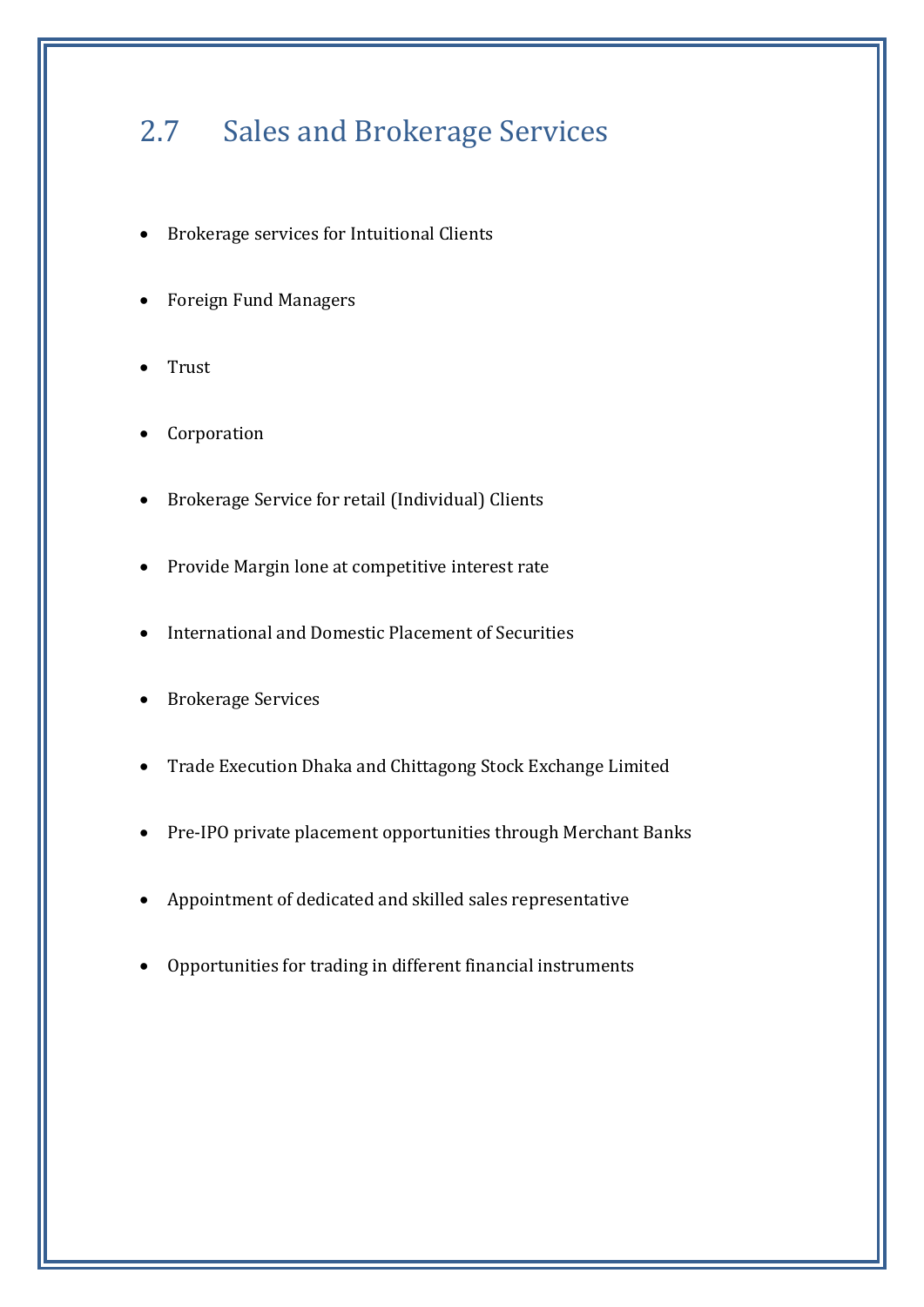## 2.7 Sales and Brokerage Services

- Brokerage services for Intuitional Clients
- Foreign Fund Managers
- Trust
- Corporation
- Brokerage Service for retail (Individual) Clients
- Provide Margin lone at competitive interest rate
- International and Domestic Placement of Securities
- Brokerage Services
- Trade Execution Dhaka and Chittagong Stock Exchange Limited
- Pre-IPO private placement opportunities through Merchant Banks
- Appointment of dedicated and skilled sales representative
- Opportunities for trading in different financial instruments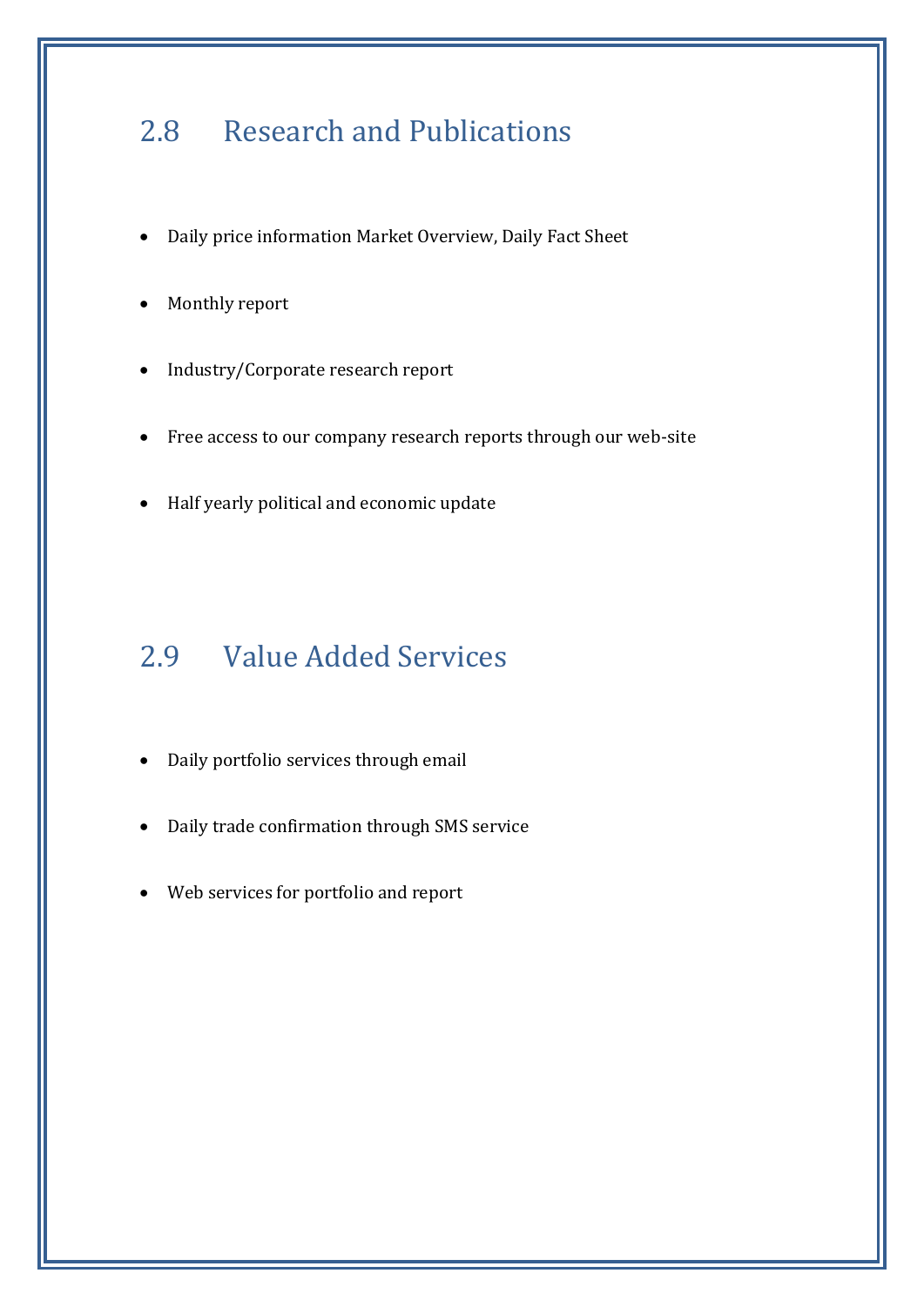## 2.8 Research and Publications

- Daily price information Market Overview, Daily Fact Sheet
- Monthly report
- Industry/Corporate research report
- Free access to our company research reports through our web-site
- Half yearly political and economic update

## 2.9 Value Added Services

- Daily portfolio services through email
- Daily trade confirmation through SMS service
- Web services for portfolio and report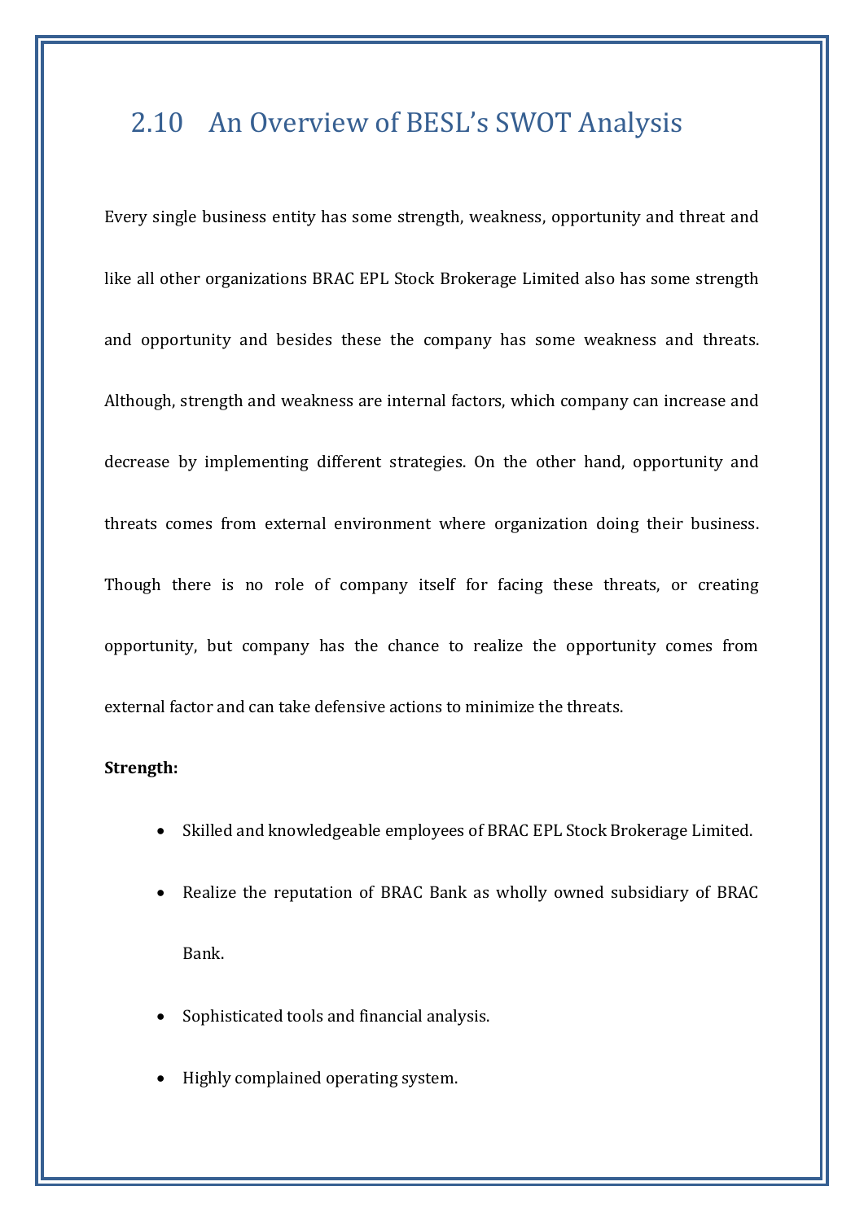## 2.10 An Overview of BESL's SWOT Analysis

Every single business entity has some strength, weakness, opportunity and threat and like all other organizations BRAC EPL Stock Brokerage Limited also has some strength and opportunity and besides these the company has some weakness and threats. Although, strength and weakness are internal factors, which company can increase and decrease by implementing different strategies. On the other hand, opportunity and threats comes from external environment where organization doing their business. Though there is no role of company itself for facing these threats, or creating opportunity, but company has the chance to realize the opportunity comes from external factor and can take defensive actions to minimize the threats.

**Strength:**

- Skilled and knowledgeable employees of BRAC EPL Stock Brokerage Limited.
- Realize the reputation of BRAC Bank as wholly owned subsidiary of BRAC Bank.
- Sophisticated tools and financial analysis.
- Highly complained operating system.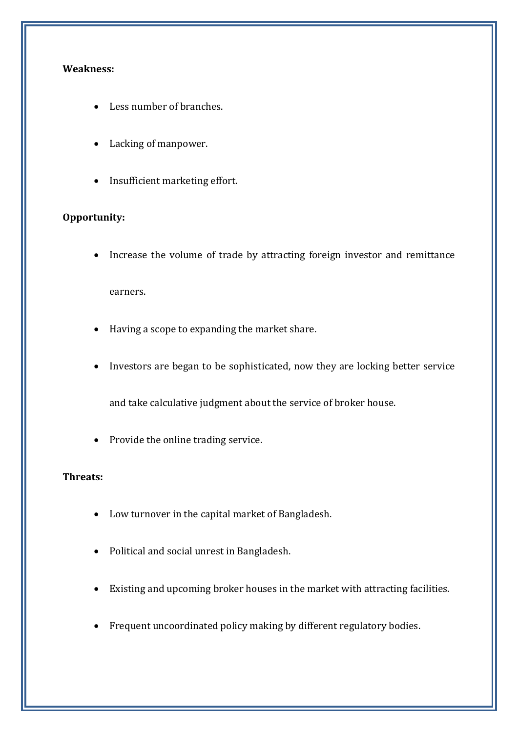**Weakness:**

- Less number of branches.
- Lacking of manpower.
- Insufficient marketing effort.

**Opportunity:**

- Increase the volume of trade by attracting foreign investor and remittance earners.
- Having a scope to expanding the market share.
- Investors are began to be sophisticated, now they are locking better service and take calculative judgment about the service of broker house.
- Provide the online trading service.

**Threats:**

- Low turnover in the capital market of Bangladesh.
- Political and social unrest in Bangladesh.
- Existing and upcoming broker houses in the market with attracting facilities.
- Frequent uncoordinated policy making by different regulatory bodies.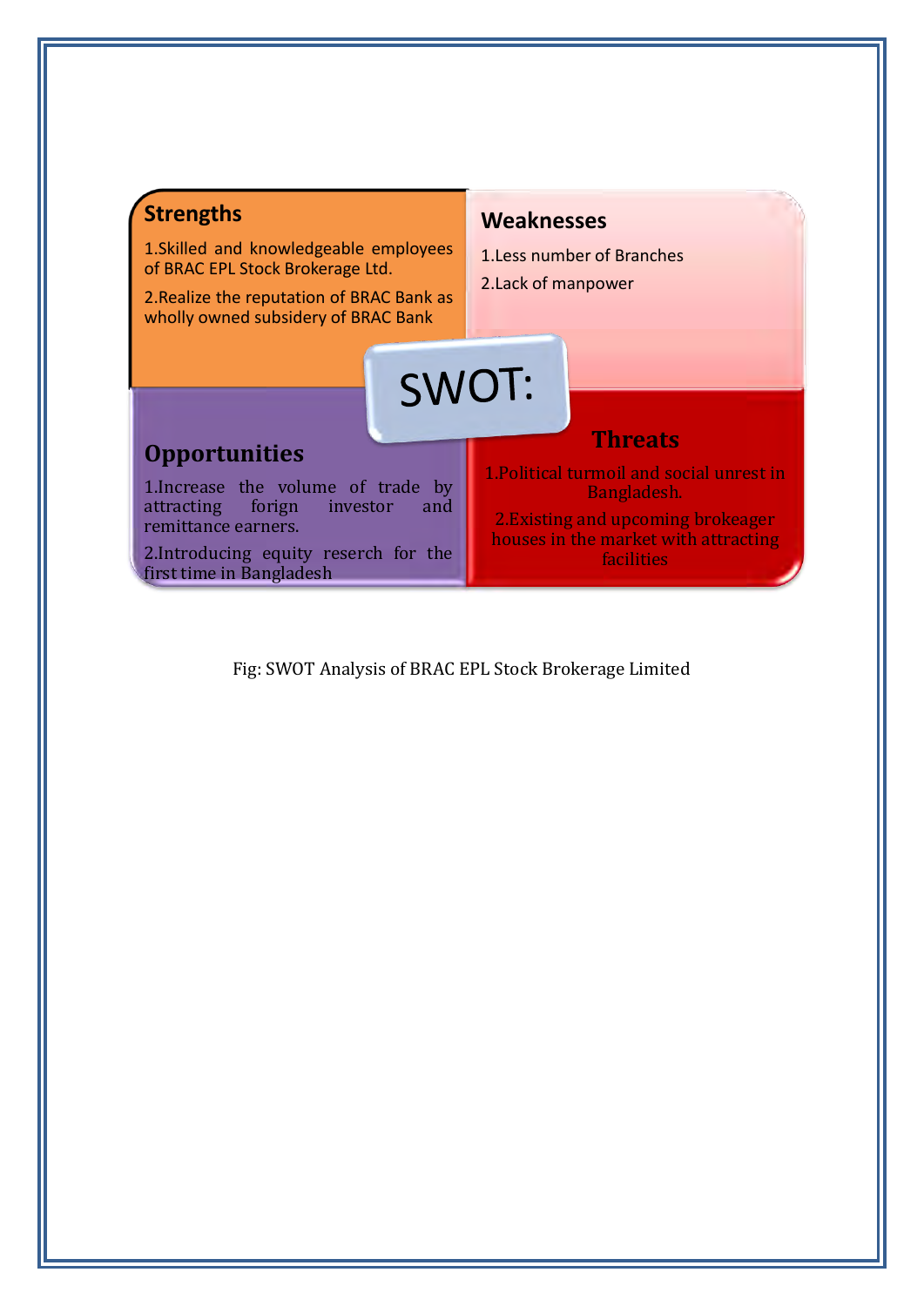**SWOT:**

### Strengths

1.Skilled and knowledgeable employees of BRAC EPL Stock Brokerage Ltd.

2.Realize the reputation of BRAC Bank as wholly owned subsidery of BRAC Bank

### Weaknesses

1.Less number of Branches

2.Lack of manpower

### Opportunities

1.Increase the volume of trade by attracting forign investor and remittance earners.

2.Introducing equity reserch for the first time in Bangladesh

### Threats

1.Political turmoil and social unrest in Bangladesh.

2.Existing and upcoming brokeager houses in the market with attracting facilities

Fig: SWOT Analysis of BRAC EPL Stock Brokerage Limited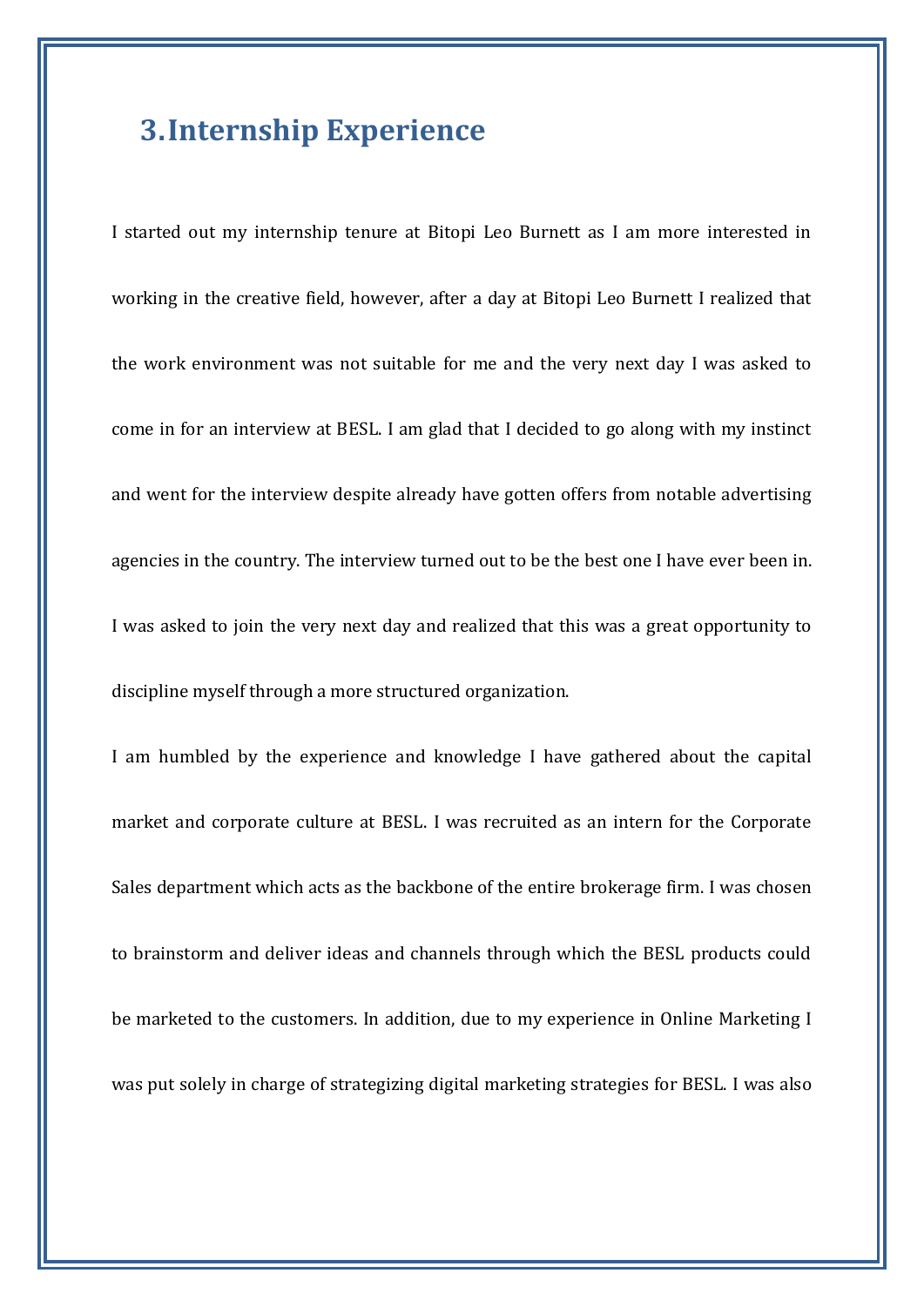# 3. Internship Experience

I started out my internship tenure at Bitopi Leo Burnett as I am more interested in working in the creative field, however, after a day at Bitopi Leo Burnett I realized that the work environment was not suitable for me and the very next day I was asked to come in for an interview at BESL. I am glad that I decided to go along with my instinct and went for the interview despite already have gotten offers from notable advertising agencies in the country. The interview turned out to be the best one I have ever been in. I was asked to join the very next day and realized that this was a great opportunity to discipline myself through a more structured organization.

I am humbled by the experience and knowledge I have gathered about the capital market and corporate culture at BESL. I was recruited as an intern for the Corporate Sales department which acts as the backbone of the entire brokerage firm. I was chosen to brainstorm and deliver ideas and channels through which the BESL products could be marketed to the customers. In addition, due to my experience in Online Marketing I was put solely in charge of strategizing digital marketing strategies for BESL. I was also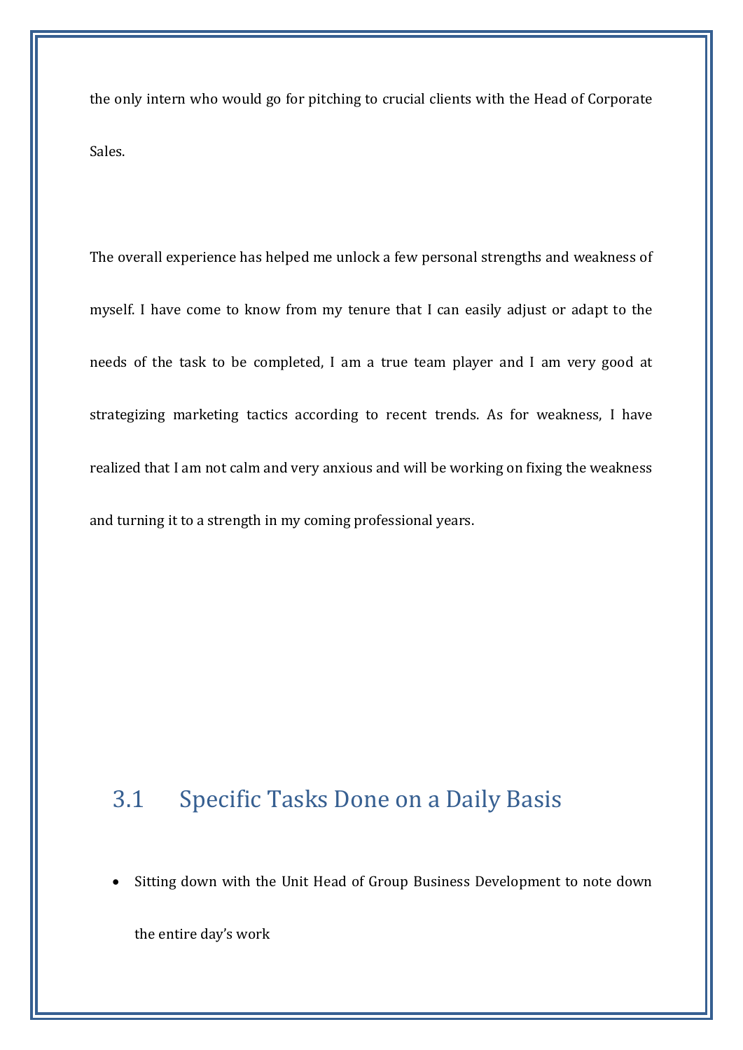the only intern who would go for pitching to crucial clients with the Head of Corporate Sales.

The overall experience has helped me unlock a few personal strengths and weakness of myself. I have come to know from my tenure that I can easily adjust or adapt to the needs of the task to be completed, I am a true team player and I am very good at strategizing marketing tactics according to recent trends. As for weakness, I have realized that I am not calm and very anxious and will be working on fixing the weakness and turning it to a strength in my coming professional years.

## 3.1 Specific Tasks Done on a Daily Basis

- Sitting down with the Unit Head of Group Business Development to note down the entire day's work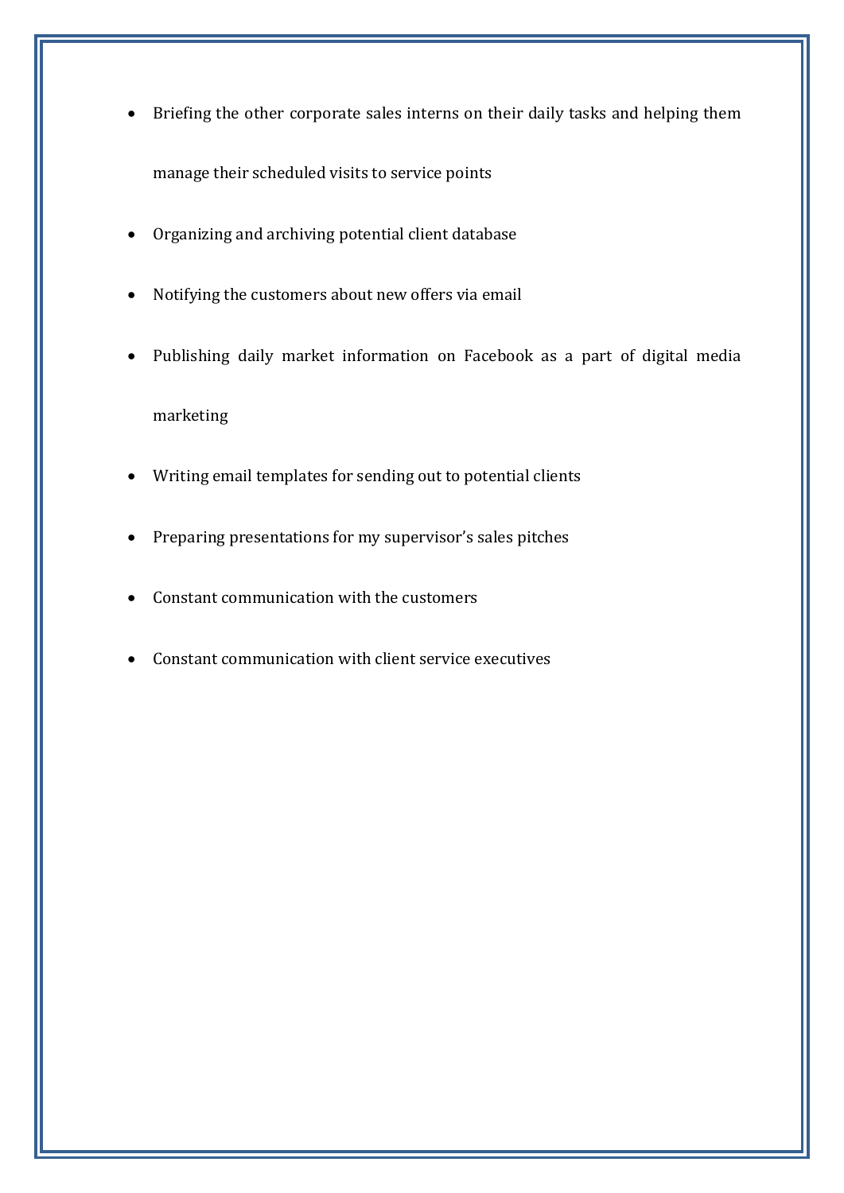- Briefing the other corporate sales interns on their daily tasks and helping them manage their scheduled visits to service points
- Organizing and archiving potential client database
- Notifying the customers about new offers via email
- Publishing daily market information on Facebook as a part of digital media marketing
- Writing email templates for sending out to potential clients
- Preparing presentations for my supervisor's sales pitches
- Constant communication with the customers
- Constant communication with client service executives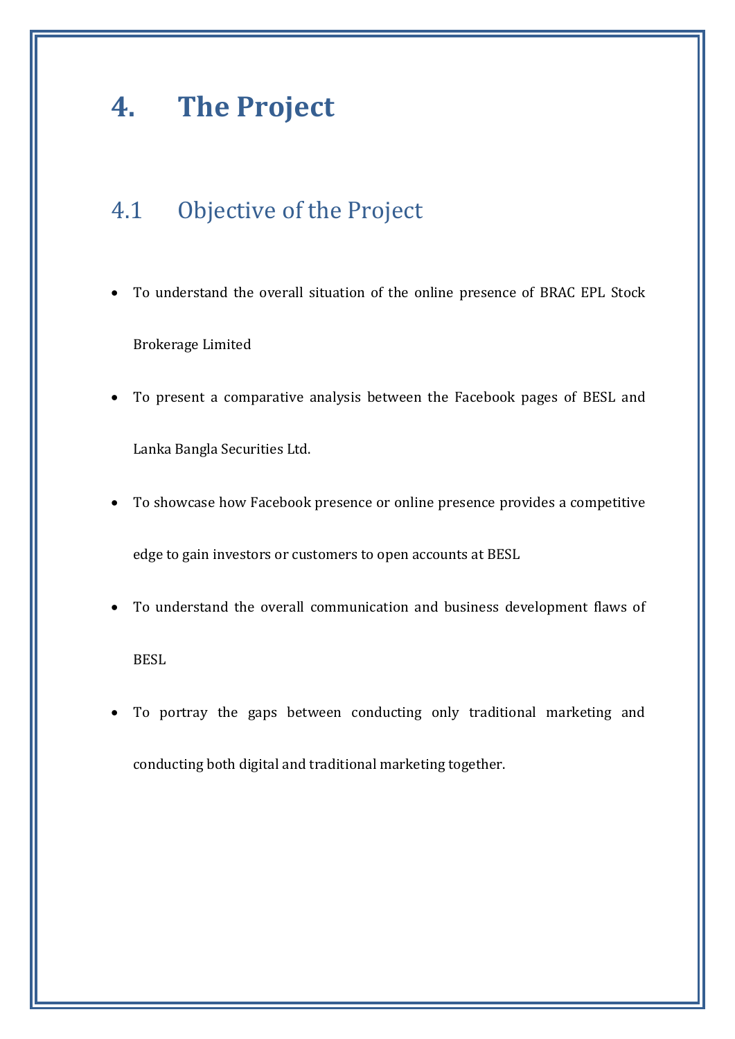# 4. The Project

## 4.1 Objective of the Project

- To understand the overall situation of the online presence of BRAC EPL Stock Brokerage Limited
- To present a comparative analysis between the Facebook pages of BESL and Lanka Bangla Securities Ltd.
- To showcase how Facebook presence or online presence provides a competitive edge to gain investors or customers to open accounts at BESL
- To understand the overall communication and business development flaws of BESL
- To portray the gaps between conducting only traditional marketing and conducting both digital and traditional marketing together.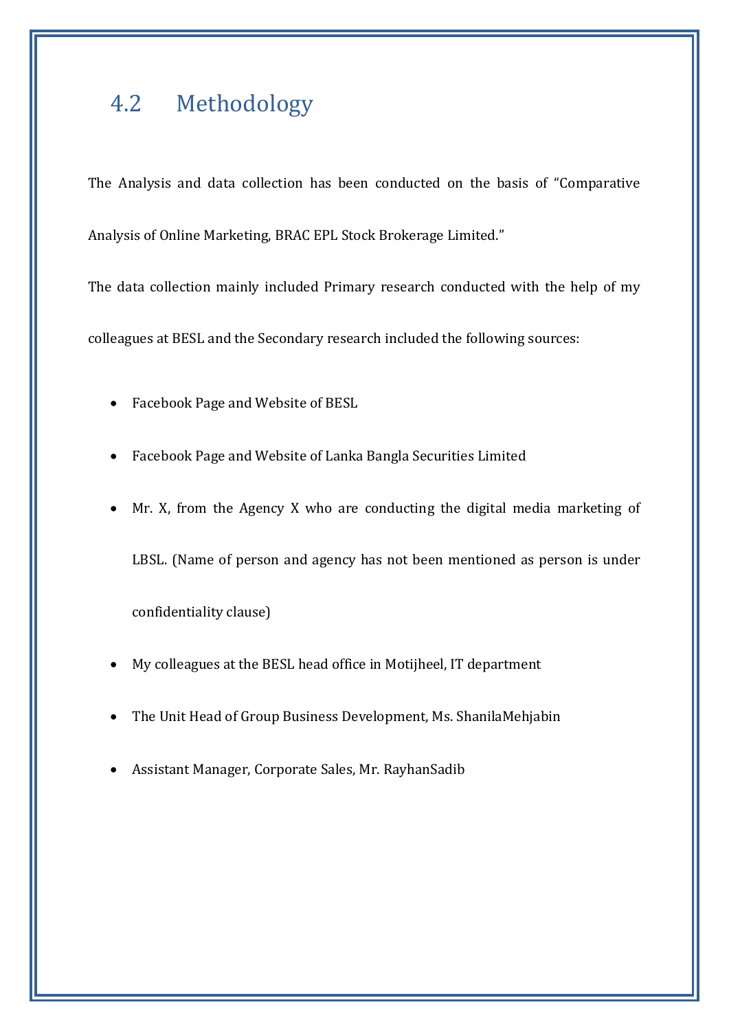## 4.2 Methodology

The Analysis and data collection has been conducted on the basis of "Comparative Analysis of Online Marketing, BRAC EPL Stock Brokerage Limited."

The data collection mainly included Primary research conducted with the help of my colleagues at BESL and the Secondary research included the following sources:

- Facebook Page and Website of BESL
- Facebook Page and Website of Lanka Bangla Securities Limited
- Mr. X, from the Agency X who are conducting the digital media marketing of LBSL. (Name of person and agency has not been mentioned as person is under confidentiality clause)
- My colleagues at the BESL head office in Motijheel, IT department
- The Unit Head of Group Business Development, Ms. ShanilaMehjabin
- Assistant Manager, Corporate Sales, Mr. RayhanSadib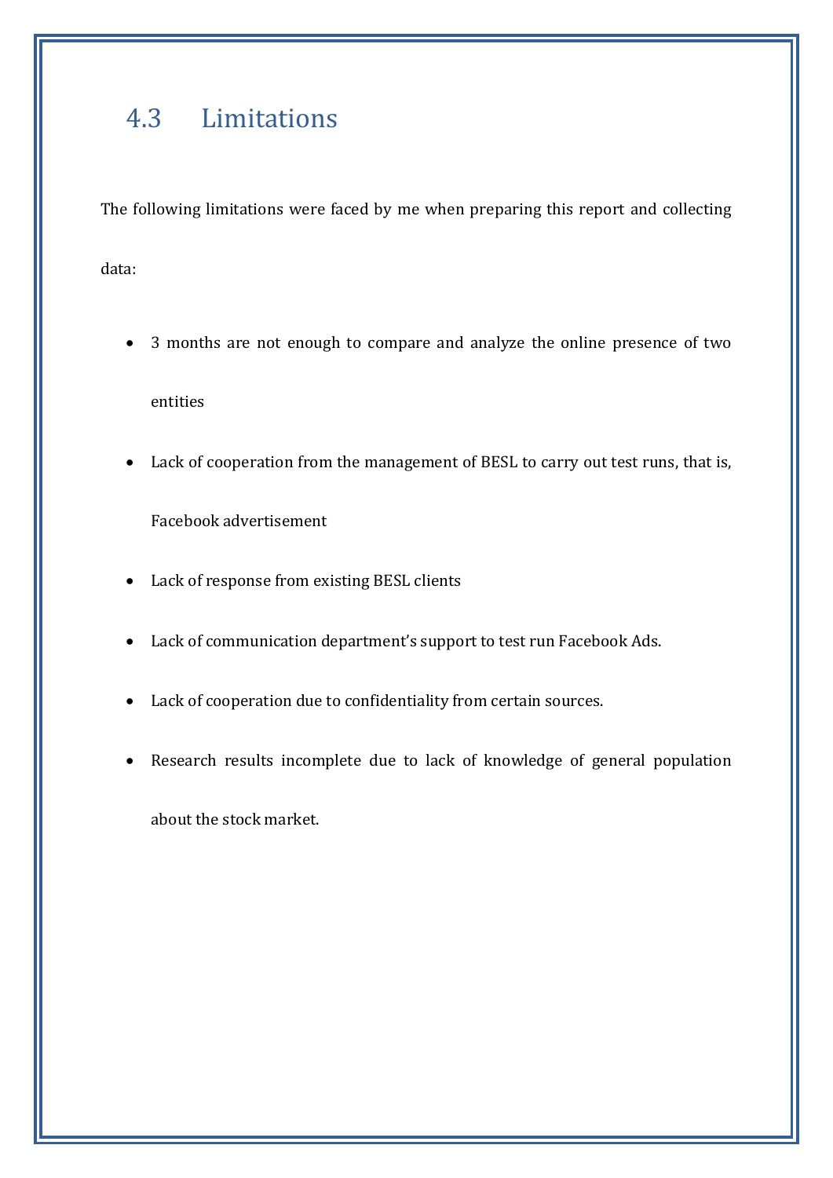## 4.3 Limitations

The following limitations were faced by me when preparing this report and collecting data:

- 3 months are not enough to compare and analyze the online presence of two entities
- Lack of cooperation from the management of BESL to carry out test runs, that is, Facebook advertisement
- Lack of response from existing BESL clients
- Lack of communication department's support to test run Facebook Ads.
- Lack of cooperation due to confidentiality from certain sources.
- Research results incomplete due to lack of knowledge of general population about the stock market.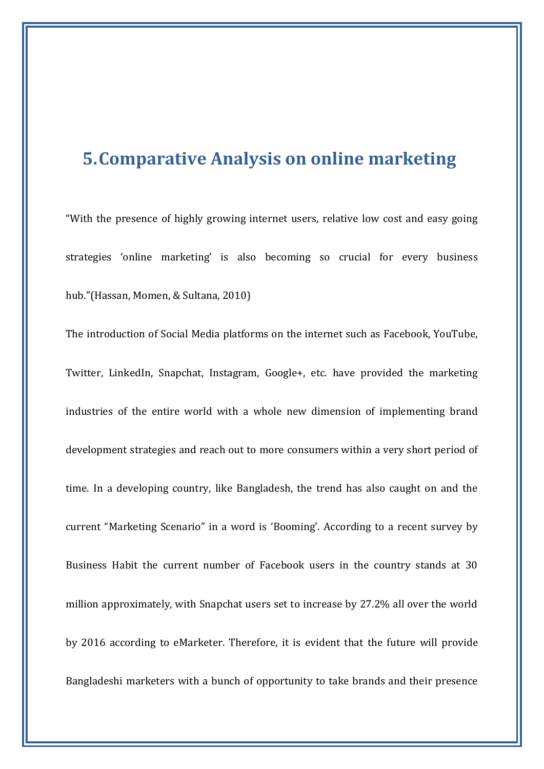# 5. Comparative Analysis on online marketing

"With the presence of highly growing internet users, relative low cost and easy going strategies 'online marketing' is also becoming so crucial for every business hub."(Hassan, Momen, & Sultana, 2010)

The introduction of Social Media platforms on the internet such as Facebook, YouTube, Twitter, LinkedIn, Snapchat, Instagram, Google+, etc. have provided the marketing industries of the entire world with a whole new dimension of implementing brand development strategies and reach out to more consumers within a very short period of time. In a developing country, like Bangladesh, the trend has also caught on and the current "Marketing Scenario" in a word is 'Booming'. According to a recent survey by Business Habit the current number of Facebook users in the country stands at 30 million approximately, with Snapchat users set to increase by 27.2% all over the world by 2016 according to eMarketer. Therefore, it is evident that the future will provide Bangladeshi marketers with a bunch of opportunity to take brands and their presence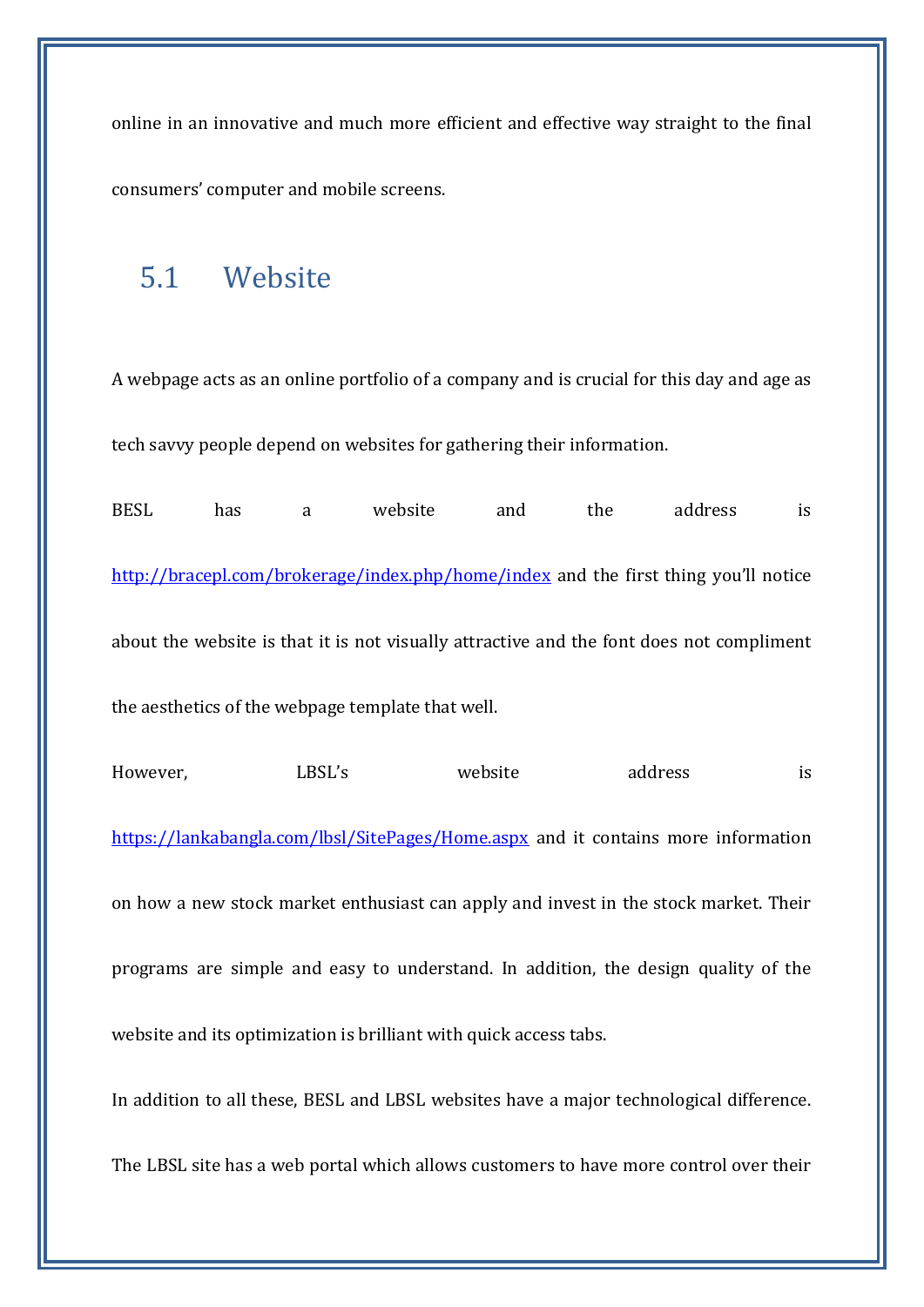online in an innovative and much more efficient and effective way straight to the final consumers' computer and mobile screens.

## 5.1 Website

A webpage acts as an online portfolio of a company and is crucial for this day and age as tech savvy people depend on websites for gathering their information.

BESL has a website and the address is http://bracepl.com/brokerage/index.php/home/index and the first thing you'll notice about the website is that it is not visually attractive and the font does not compliment the aesthetics of the webpage template that well.

However, LBSL's website address is https://lankabangla.com/lbsl/SitePages/Home.aspx and it contains more information on how a new stock market enthusiast can apply and invest in the stock market. Their programs are simple and easy to understand. In addition, the design quality of the website and its optimization is brilliant with quick access tabs.

In addition to all these, BESL and LBSL websites have a major technological difference. The LBSL site has a web portal which allows customers to have more control over their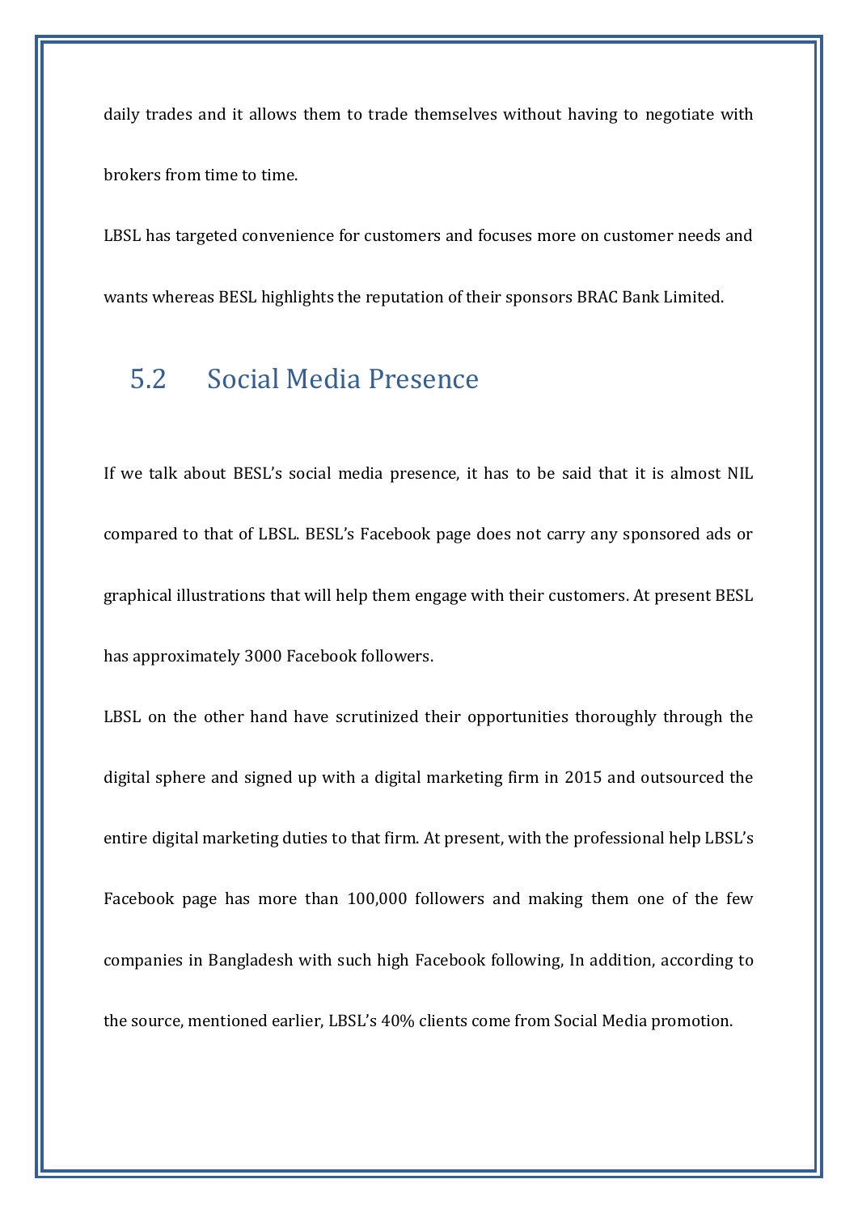daily trades and it allows them to trade themselves without having to negotiate with brokers from time to time.

LBSL has targeted convenience for customers and focuses more on customer needs and wants whereas BESL highlights the reputation of their sponsors BRAC Bank Limited.

## 5.2 Social Media Presence

If we talk about BESL's social media presence, it has to be said that it is almost NIL compared to that of LBSL. BESL's Facebook page does not carry any sponsored ads or graphical illustrations that will help them engage with their customers. At present BESL has approximately 3000 Facebook followers.

LBSL on the other hand have scrutinized their opportunities thoroughly through the digital sphere and signed up with a digital marketing firm in 2015 and outsourced the entire digital marketing duties to that firm. At present, with the professional help LBSL's Facebook page has more than 100,000 followers and making them one of the few companies in Bangladesh with such high Facebook following, In addition, according to the source, mentioned earlier, LBSL's 40% clients come from Social Media promotion.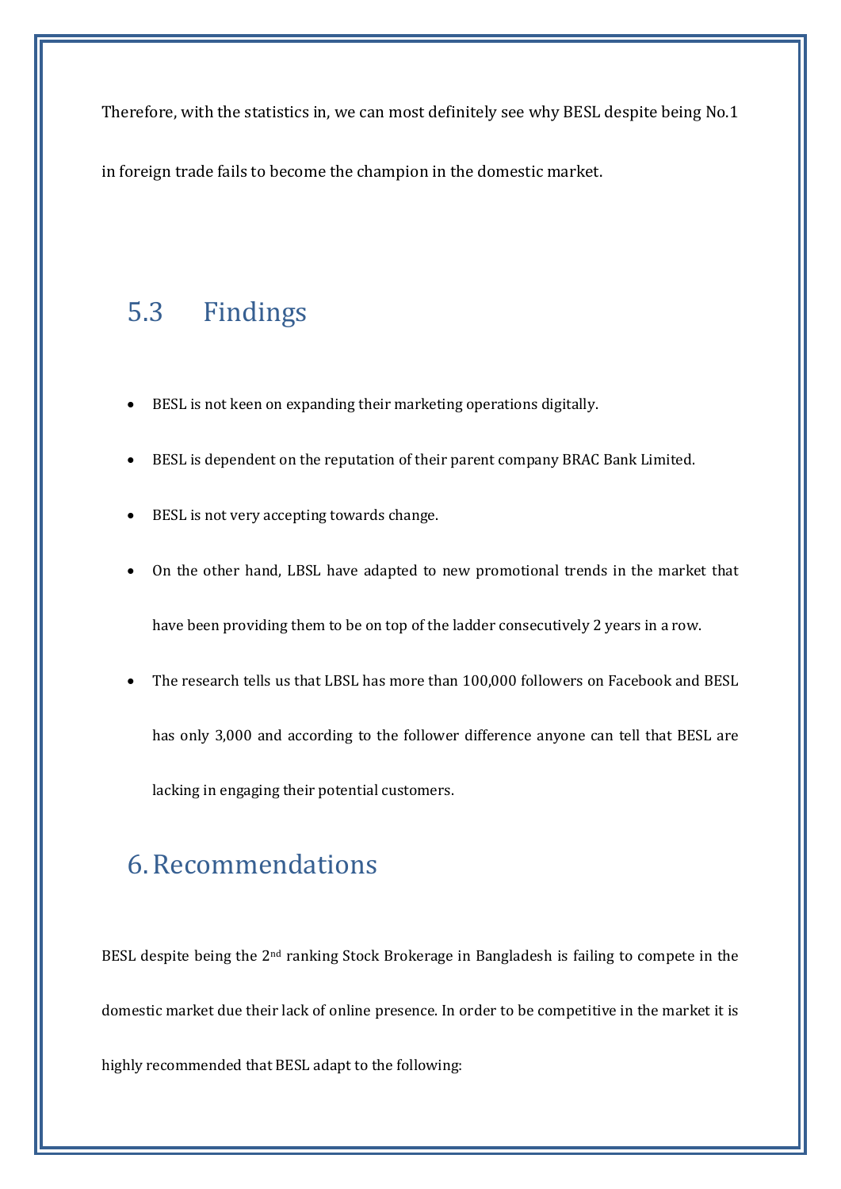Therefore, with the statistics in, we can most definitely see why BESL despite being No.1 in foreign trade fails to become the champion in the domestic market.

## 5.3 Findings

- BESL is not keen on expanding their marketing operations digitally.
- BESL is dependent on the reputation of their parent company BRAC Bank Limited.
- BESL is not very accepting towards change.
- On the other hand, LBSL have adapted to new promotional trends in the market that have been providing them to be on top of the ladder consecutively 2 years in a row.
- The research tells us that LBSL has more than 100,000 followers on Facebook and BESL has only 3,000 and according to the follower difference anyone can tell that BESL are lacking in engaging their potential customers.

# 6. Recommendations

BESL despite being the 2nd ranking Stock Brokerage in Bangladesh is failing to compete in the domestic market due their lack of online presence. In order to be competitive in the market it is highly recommended that BESL adapt to the following: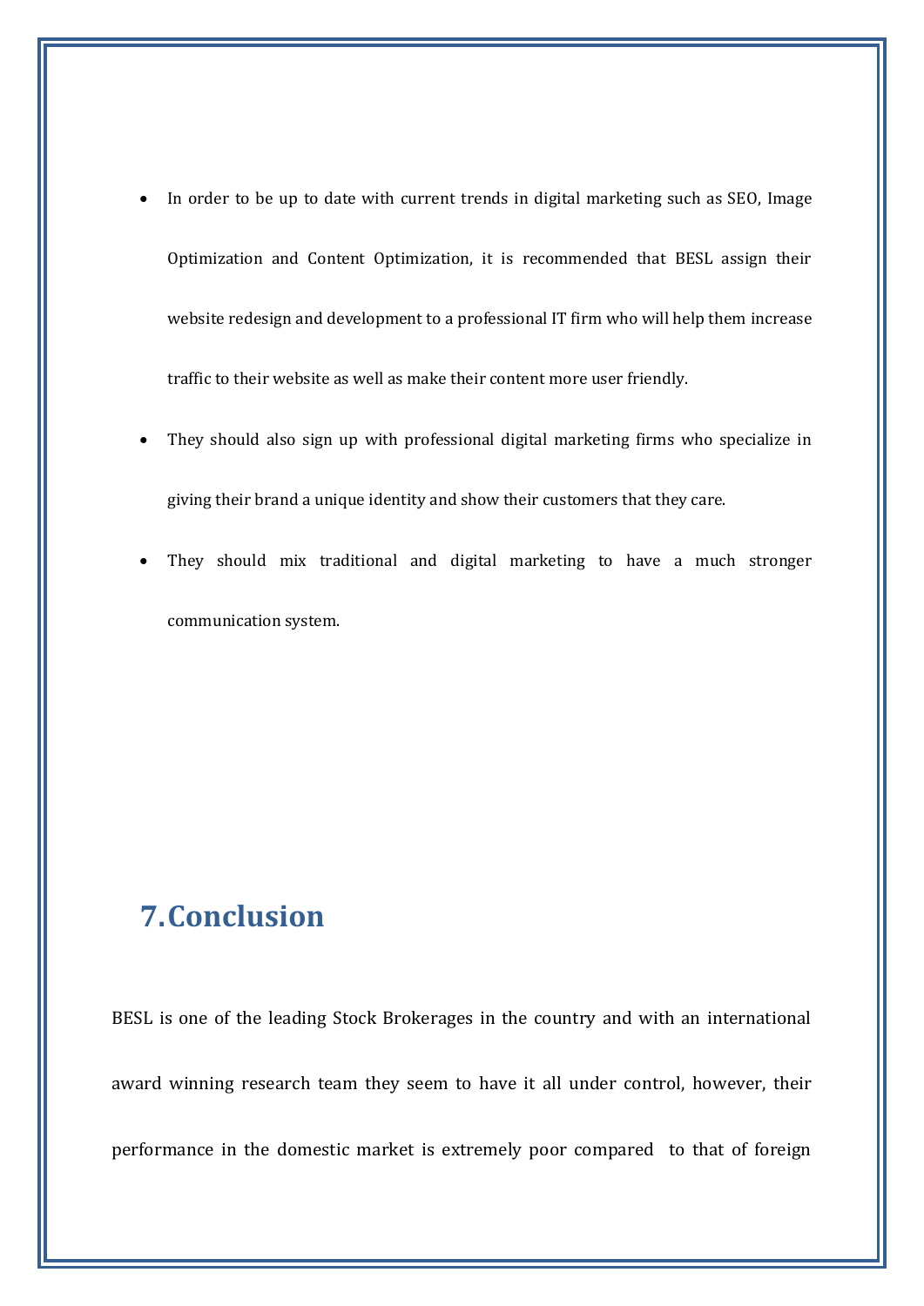- In order to be up to date with current trends in digital marketing such as SEO, Image Optimization and Content Optimization, it is recommended that BESL assign their website redesign and development to a professional IT firm who will help them increase traffic to their website as well as make their content more user friendly.
- They should also sign up with professional digital marketing firms who specialize in giving their brand a unique identity and show their customers that they care.
- They should mix traditional and digital marketing to have a much stronger communication system.

## 7. Conclusion

BESL is one of the leading Stock Brokerages in the country and with an international award winning research team they seem to have it all under control, however, their performance in the domestic market is extremely poor compared to that of foreign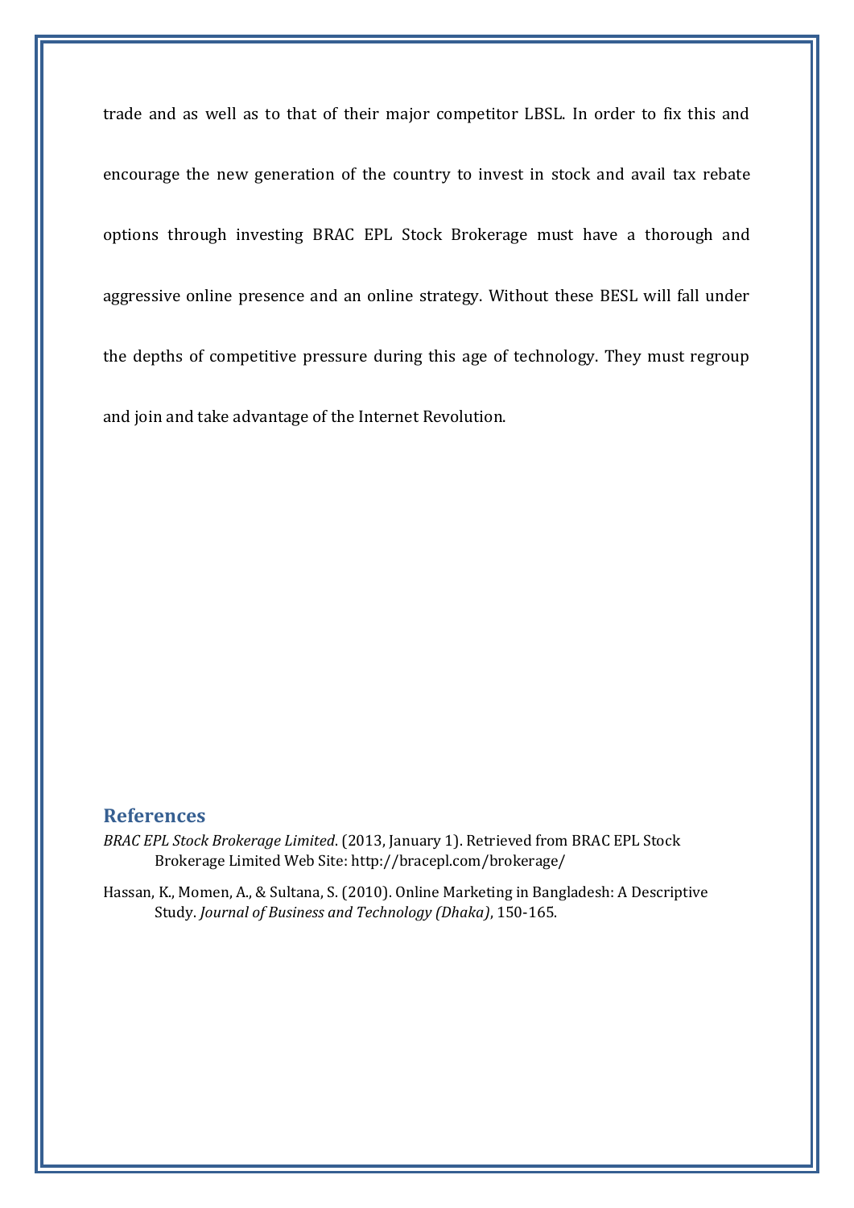trade and as well as to that of their major competitor LBSL. In order to fix this and encourage the new generation of the country to invest in stock and avail tax rebate options through investing BRAC EPL Stock Brokerage must have a thorough and aggressive online presence and an online strategy. Without these BESL will fall under the depths of competitive pressure during this age of technology. They must regroup and join and take advantage of the Internet Revolution.

## References

*BRAC EPL Stock Brokerage Limited*. (2013, January 1). Retrieved from BRAC EPL Stock Brokerage Limited Web Site: http://bracepl.com/brokerage/

Hassan, K., Momen, A., & Sultana, S. (2010). Online Marketing in Bangladesh: A Descriptive Study. *Journal of Business and Technology (Dhaka)*, 150-165.